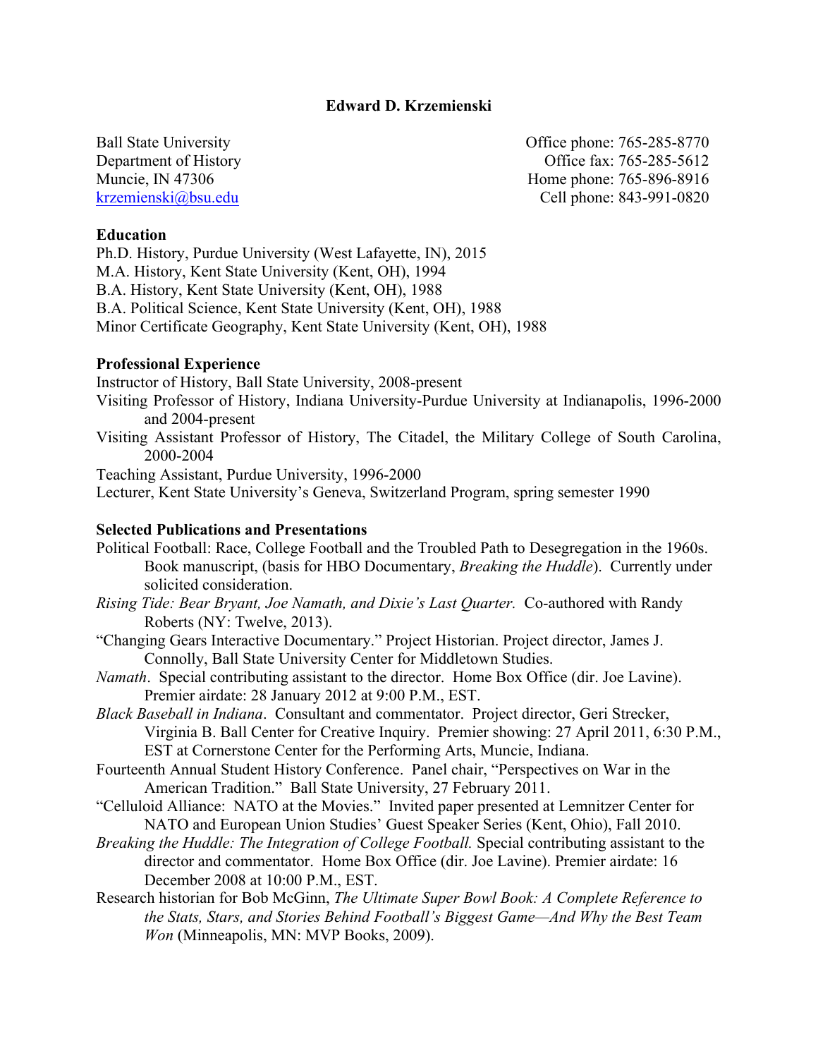**Edward D. Krzemienski**

Ball State University
Department of History
Muncie, IN 47306
krzemienski@bsu.edu

Office phone: 765-285-8770
Office fax: 765-285-5612
Home phone: 765-896-8916
Cell phone: 843-991-0820

## Education

Ph.D. History, Purdue University (West Lafayette, IN), 2015
M.A. History, Kent State University (Kent, OH), 1994
B.A. History, Kent State University (Kent, OH), 1988
B.A. Political Science, Kent State University (Kent, OH), 1988
Minor Certificate Geography, Kent State University (Kent, OH), 1988

## Professional Experience

Instructor of History, Ball State University, 2008-present
Visiting Professor of History, Indiana University-Purdue University at Indianapolis, 1996-2000 and 2004-present
Visiting Assistant Professor of History, The Citadel, the Military College of South Carolina, 2000-2004
Teaching Assistant, Purdue University, 1996-2000
Lecturer, Kent State University's Geneva, Switzerland Program, spring semester 1990

## Selected Publications and Presentations

Political Football: Race, College Football and the Troubled Path to Desegregation in the 1960s. Book manuscript, (basis for HBO Documentary, *Breaking the Huddle*). Currently under solicited consideration.

*Rising Tide: Bear Bryant, Joe Namath, and Dixie's Last Quarter.* Co-authored with Randy Roberts (NY: Twelve, 2013).

"Changing Gears Interactive Documentary." Project Historian. Project director, James J. Connolly, Ball State University Center for Middletown Studies.

*Namath*. Special contributing assistant to the director. Home Box Office (dir. Joe Lavine). Premier airdate: 28 January 2012 at 9:00 P.M., EST.

*Black Baseball in Indiana*. Consultant and commentator. Project director, Geri Strecker, Virginia B. Ball Center for Creative Inquiry. Premier showing: 27 April 2011, 6:30 P.M., EST at Cornerstone Center for the Performing Arts, Muncie, Indiana.

Fourteenth Annual Student History Conference. Panel chair, "Perspectives on War in the American Tradition." Ball State University, 27 February 2011.

"Celluloid Alliance: NATO at the Movies." Invited paper presented at Lemnitzer Center for NATO and European Union Studies' Guest Speaker Series (Kent, Ohio), Fall 2010.

*Breaking the Huddle: The Integration of College Football.* Special contributing assistant to the director and commentator. Home Box Office (dir. Joe Lavine). Premier airdate: 16 December 2008 at 10:00 P.M., EST.

Research historian for Bob McGinn, *The Ultimate Super Bowl Book: A Complete Reference to the Stats, Stars, and Stories Behind Football's Biggest Game—And Why the Best Team Won* (Minneapolis, MN: MVP Books, 2009).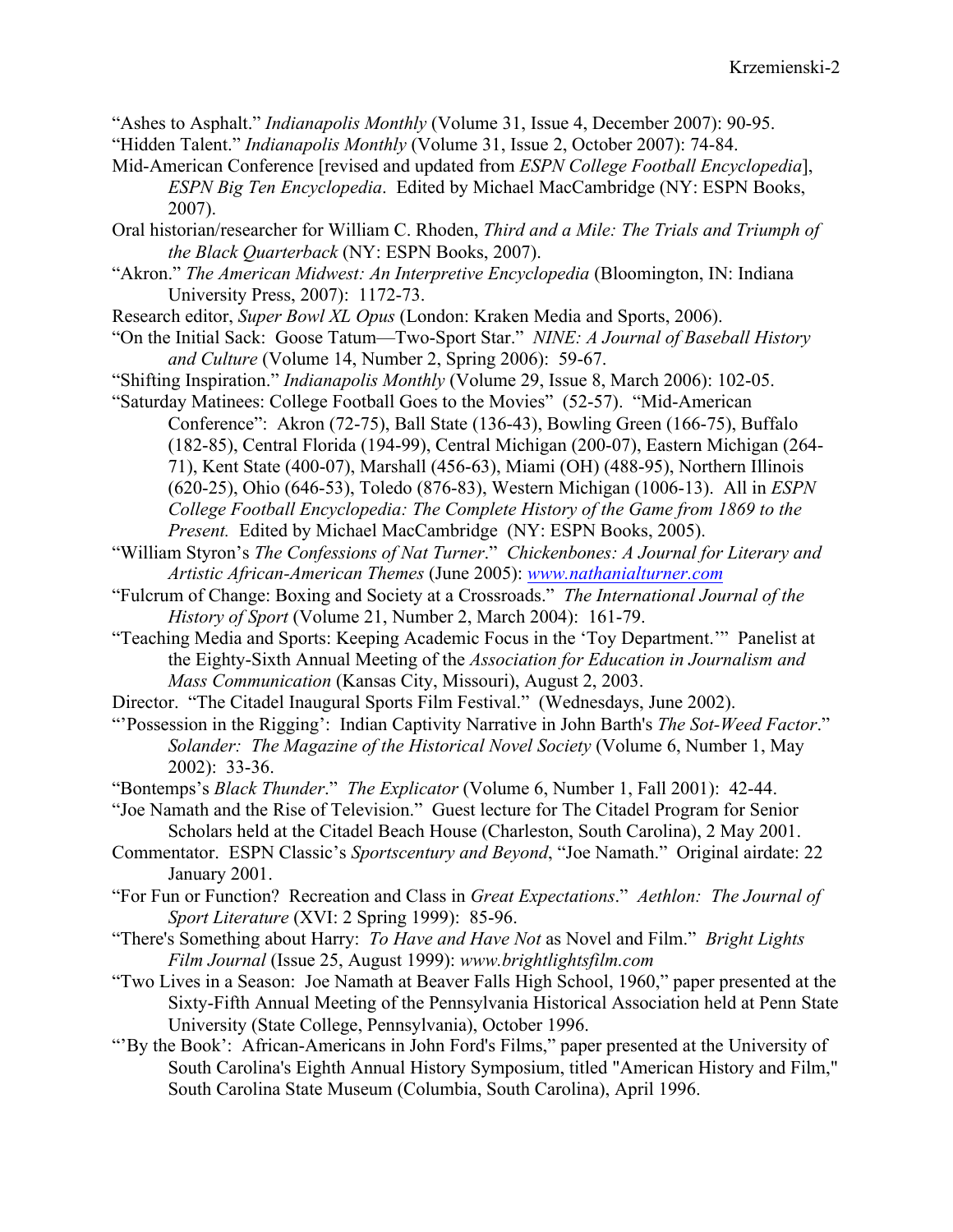"Ashes to Asphalt." *Indianapolis Monthly* (Volume 31, Issue 4, December 2007): 90-95.

"Hidden Talent." *Indianapolis Monthly* (Volume 31, Issue 2, October 2007): 74-84.

Mid-American Conference [revised and updated from *ESPN College Football Encyclopedia*], *ESPN Big Ten Encyclopedia*. Edited by Michael MacCambridge (NY: ESPN Books, 2007).

Oral historian/researcher for William C. Rhoden, *Third and a Mile: The Trials and Triumph of the Black Quarterback* (NY: ESPN Books, 2007).

"Akron." *The American Midwest: An Interpretive Encyclopedia* (Bloomington, IN: Indiana University Press, 2007): 1172-73.

Research editor, *Super Bowl XL Opus* (London: Kraken Media and Sports, 2006).

"On the Initial Sack: Goose Tatum—Two-Sport Star." *NINE: A Journal of Baseball History and Culture* (Volume 14, Number 2, Spring 2006): 59-67.

"Shifting Inspiration." *Indianapolis Monthly* (Volume 29, Issue 8, March 2006): 102-05.

"Saturday Matinees: College Football Goes to the Movies" (52-57). "Mid-American Conference": Akron (72-75), Ball State (136-43), Bowling Green (166-75), Buffalo (182-85), Central Florida (194-99), Central Michigan (200-07), Eastern Michigan (264-71), Kent State (400-07), Marshall (456-63), Miami (OH) (488-95), Northern Illinois (620-25), Ohio (646-53), Toledo (876-83), Western Michigan (1006-13). All in *ESPN College Football Encyclopedia: The Complete History of the Game from 1869 to the Present.* Edited by Michael MacCambridge (NY: ESPN Books, 2005).

"William Styron's *The Confessions of Nat Turner*." *Chickenbones: A Journal for Literary and Artistic African-American Themes* (June 2005): www.nathanialturner.com

"Fulcrum of Change: Boxing and Society at a Crossroads." *The International Journal of the History of Sport* (Volume 21, Number 2, March 2004): 161-79.

"Teaching Media and Sports: Keeping Academic Focus in the 'Toy Department.'" Panelist at the Eighty-Sixth Annual Meeting of the *Association for Education in Journalism and Mass Communication* (Kansas City, Missouri), August 2, 2003.

Director. "The Citadel Inaugural Sports Film Festival." (Wednesdays, June 2002).

"'Possession in the Rigging': Indian Captivity Narrative in John Barth's *The Sot-Weed Factor*." *Solander: The Magazine of the Historical Novel Society* (Volume 6, Number 1, May 2002): 33-36.

"Bontemps's *Black Thunder*." *The Explicator* (Volume 6, Number 1, Fall 2001): 42-44.

"Joe Namath and the Rise of Television." Guest lecture for The Citadel Program for Senior Scholars held at the Citadel Beach House (Charleston, South Carolina), 2 May 2001.

Commentator. ESPN Classic's *Sportscentury and Beyond*, "Joe Namath." Original airdate: 22 January 2001.

"For Fun or Function? Recreation and Class in *Great Expectations*." *Aethlon: The Journal of Sport Literature* (XVI: 2 Spring 1999): 85-96.

"There's Something about Harry: *To Have and Have Not* as Novel and Film." *Bright Lights Film Journal* (Issue 25, August 1999): *www.brightlightsfilm.com*

"Two Lives in a Season: Joe Namath at Beaver Falls High School, 1960," paper presented at the Sixty-Fifth Annual Meeting of the Pennsylvania Historical Association held at Penn State University (State College, Pennsylvania), October 1996.

"'By the Book': African-Americans in John Ford's Films," paper presented at the University of South Carolina's Eighth Annual History Symposium, titled "American History and Film," South Carolina State Museum (Columbia, South Carolina), April 1996.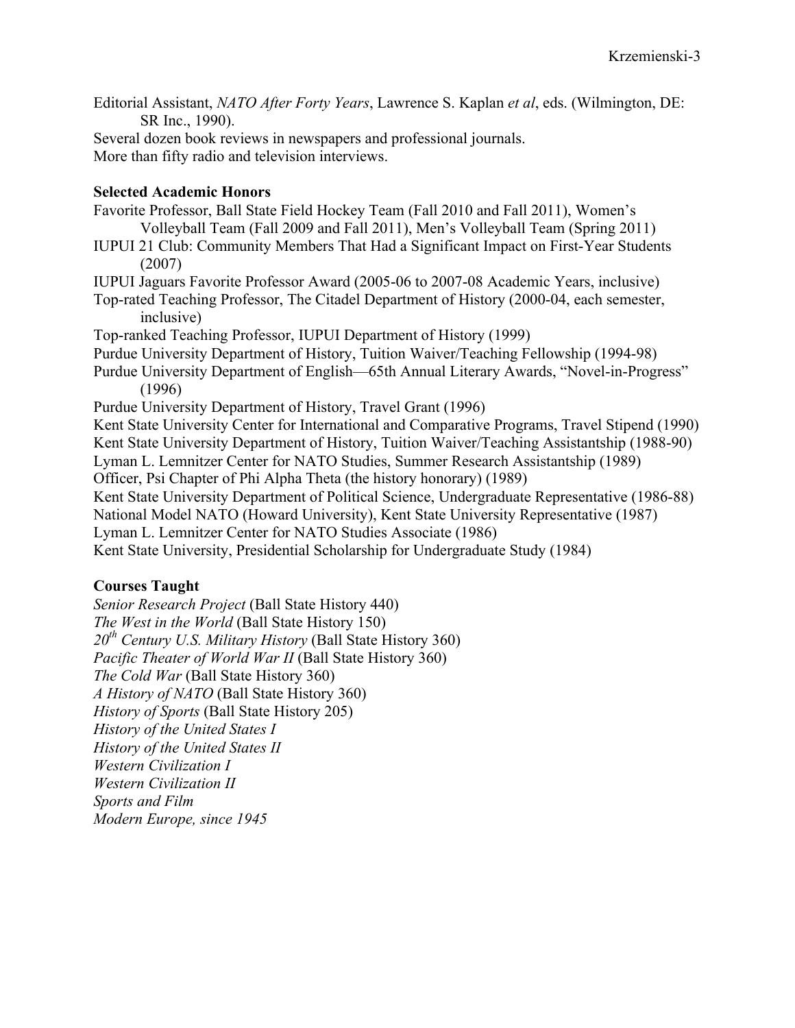Editorial Assistant, *NATO After Forty Years*, Lawrence S. Kaplan *et al*, eds. (Wilmington, DE: SR Inc., 1990).

Several dozen book reviews in newspapers and professional journals.

More than fifty radio and television interviews.

**Selected Academic Honors**

Favorite Professor, Ball State Field Hockey Team (Fall 2010 and Fall 2011), Women's Volleyball Team (Fall 2009 and Fall 2011), Men's Volleyball Team (Spring 2011)

IUPUI 21 Club: Community Members That Had a Significant Impact on First-Year Students (2007)

IUPUI Jaguars Favorite Professor Award (2005-06 to 2007-08 Academic Years, inclusive)

Top-rated Teaching Professor, The Citadel Department of History (2000-04, each semester, inclusive)

Top-ranked Teaching Professor, IUPUI Department of History (1999)

Purdue University Department of History, Tuition Waiver/Teaching Fellowship (1994-98)

Purdue University Department of English—65th Annual Literary Awards, "Novel-in-Progress" (1996)

Purdue University Department of History, Travel Grant (1996)

Kent State University Center for International and Comparative Programs, Travel Stipend (1990)

Kent State University Department of History, Tuition Waiver/Teaching Assistantship (1988-90)

Lyman L. Lemnitzer Center for NATO Studies, Summer Research Assistantship (1989)

Officer, Psi Chapter of Phi Alpha Theta (the history honorary) (1989)

Kent State University Department of Political Science, Undergraduate Representative (1986-88)

National Model NATO (Howard University), Kent State University Representative (1987)

Lyman L. Lemnitzer Center for NATO Studies Associate (1986)

Kent State University, Presidential Scholarship for Undergraduate Study (1984)

**Courses Taught**

*Senior Research Project* (Ball State History 440)

*The West in the World* (Ball State History 150)

*20th Century U.S. Military History* (Ball State History 360)

*Pacific Theater of World War II* (Ball State History 360)

*The Cold War* (Ball State History 360)

*A History of NATO* (Ball State History 360)

*History of Sports* (Ball State History 205)

*History of the United States I*

*History of the United States II*

*Western Civilization I*

*Western Civilization II*

*Sports and Film*

*Modern Europe, since 1945*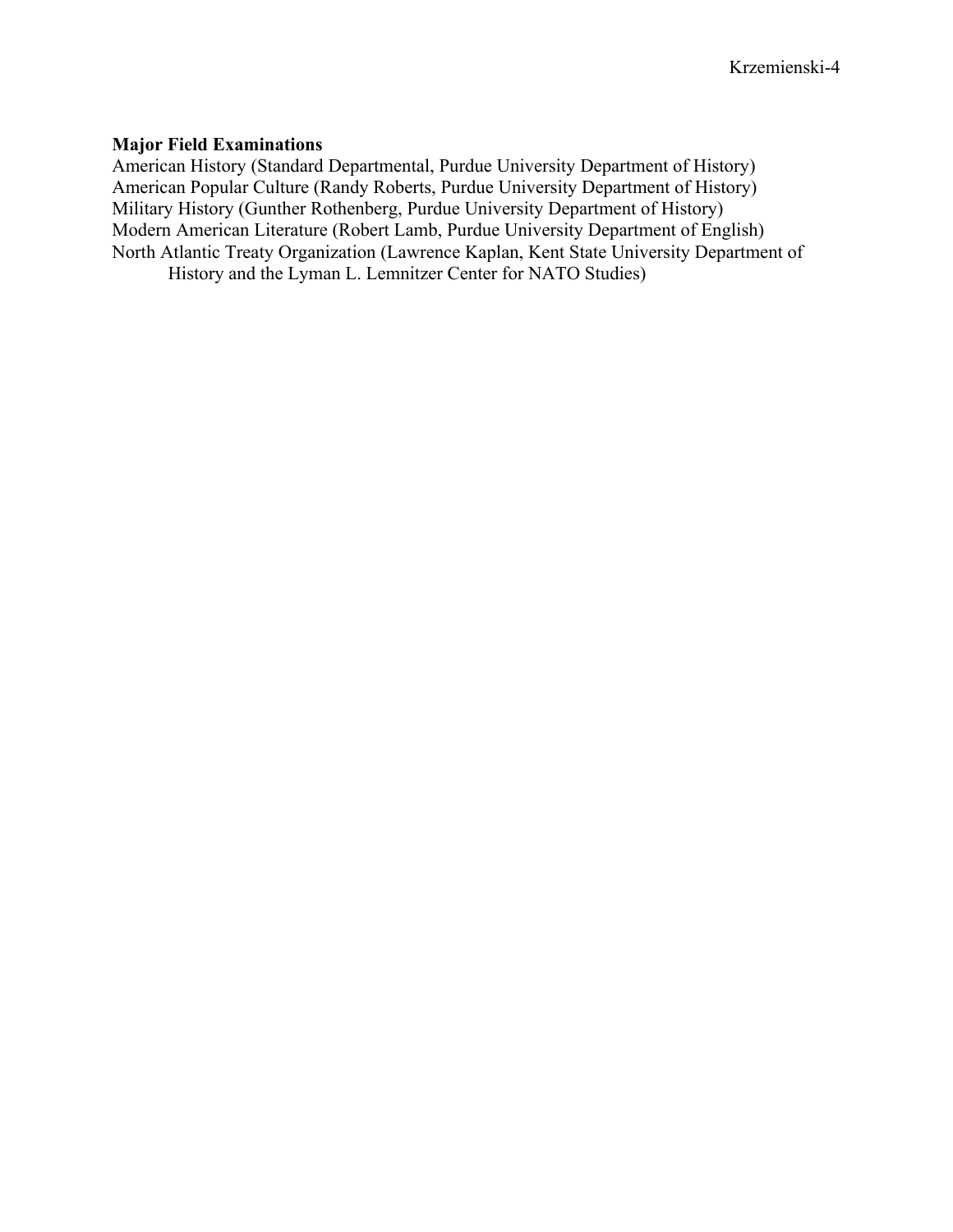**Major Field Examinations**

American History (Standard Departmental, Purdue University Department of History)
American Popular Culture (Randy Roberts, Purdue University Department of History)
Military History (Gunther Rothenberg, Purdue University Department of History)
Modern American Literature (Robert Lamb, Purdue University Department of English)
North Atlantic Treaty Organization (Lawrence Kaplan, Kent State University Department of History and the Lyman L. Lemnitzer Center for NATO Studies)